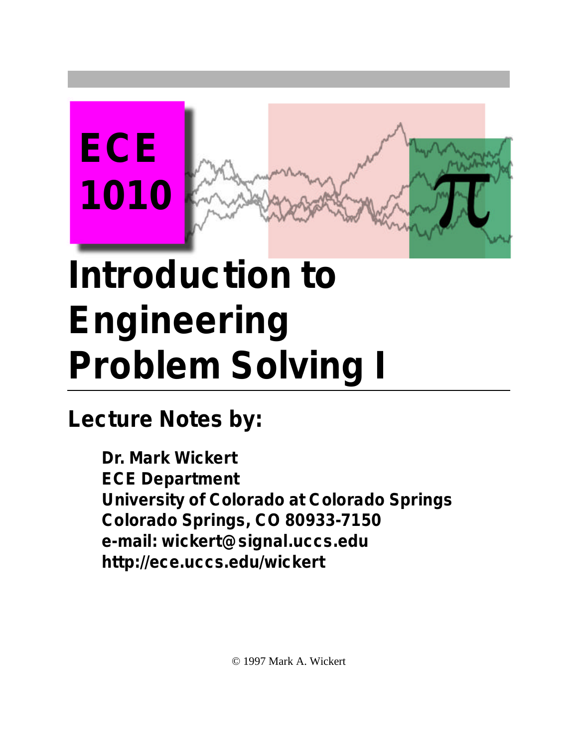ECE 1010

# Introduction to Engineering Problem Solving I

## Lecture Notes by:

**Dr. Mark Wickert**
**ECE Department**
**University of Colorado at Colorado Springs**
**Colorado Springs, CO 80933-7150**
**e-mail: wickert@signal.uccs.edu**
**http://ece.uccs.edu/wickert**

© 1997 Mark A. Wickert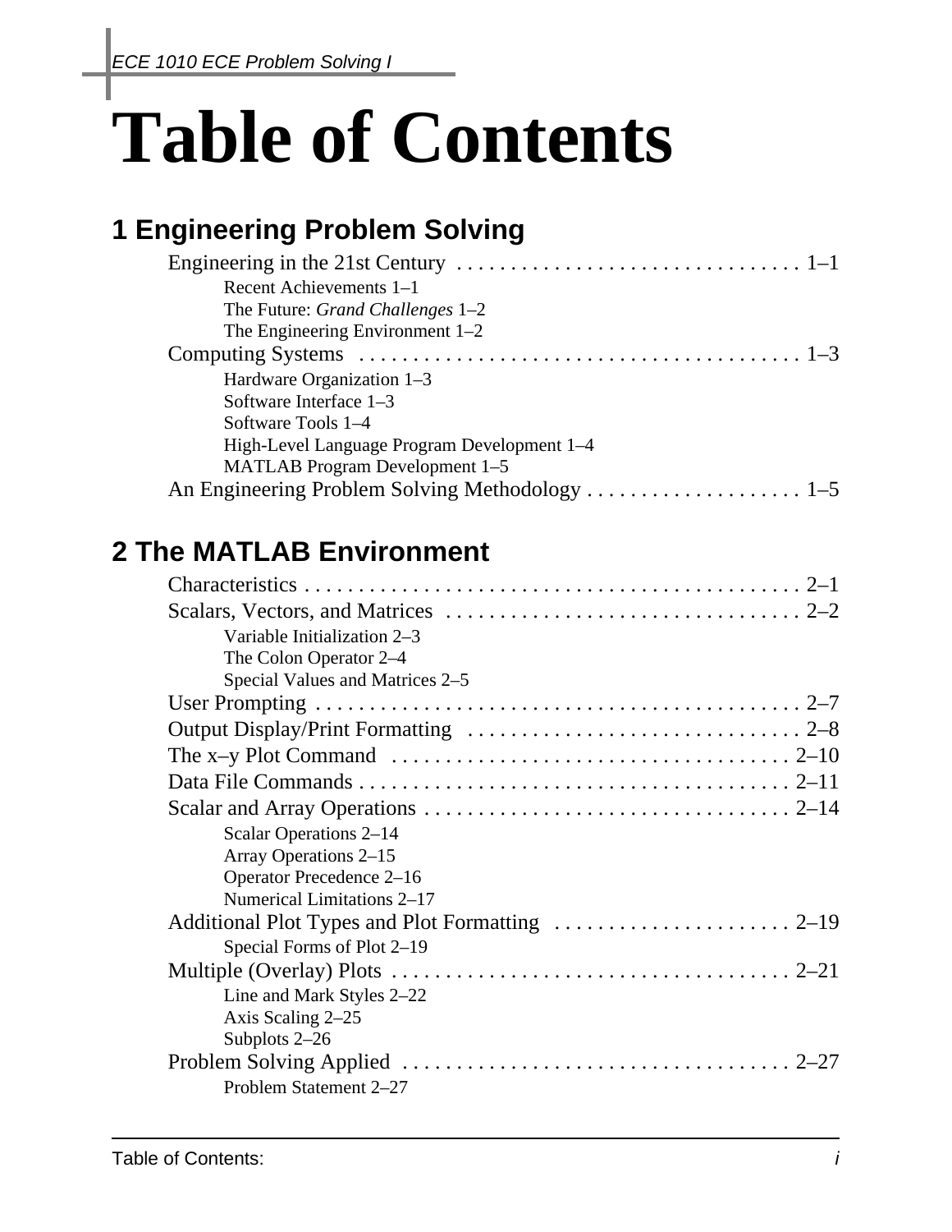# Table of Contents

## 1 Engineering Problem Solving

Engineering in the 21st Century . . . . . . . . . . . . . . . . . . . . . . . . . . . . . . . . 1–1

- Recent Achievements 1–1
- The Future: *Grand Challenges* 1–2
- The Engineering Environment 1–2

Computing Systems . . . . . . . . . . . . . . . . . . . . . . . . . . . . . . . . . . . . . . . . 1–3

- Hardware Organization 1–3
- Software Interface 1–3
- Software Tools 1–4
- High-Level Language Program Development 1–4
- MATLAB Program Development 1–5

An Engineering Problem Solving Methodology . . . . . . . . . . . . . . . . . . . . 1–5

## 2 The MATLAB Environment

Characteristics . . . . . . . . . . . . . . . . . . . . . . . . . . . . . . . . . . . . . . . . . . . . . 2–1

Scalars, Vectors, and Matrices . . . . . . . . . . . . . . . . . . . . . . . . . . . . . . . . 2–2

- Variable Initialization 2–3
- The Colon Operator 2–4
- Special Values and Matrices 2–5

User Prompting . . . . . . . . . . . . . . . . . . . . . . . . . . . . . . . . . . . . . . . . . . . . 2–7

Output Display/Print Formatting . . . . . . . . . . . . . . . . . . . . . . . . . . . . . . . 2–8

The x–y Plot Command . . . . . . . . . . . . . . . . . . . . . . . . . . . . . . . . . . . . 2–10

Data File Commands . . . . . . . . . . . . . . . . . . . . . . . . . . . . . . . . . . . . . . . 2–11

Scalar and Array Operations . . . . . . . . . . . . . . . . . . . . . . . . . . . . . . . . . 2–14

- Scalar Operations 2–14
- Array Operations 2–15
- Operator Precedence 2–16
- Numerical Limitations 2–17

Additional Plot Types and Plot Formatting . . . . . . . . . . . . . . . . . . . . . . 2–19

- Special Forms of Plot 2–19

Multiple (Overlay) Plots . . . . . . . . . . . . . . . . . . . . . . . . . . . . . . . . . . . . . 2–21

- Line and Mark Styles 2–22
- Axis Scaling 2–25
- Subplots 2–26

Problem Solving Applied . . . . . . . . . . . . . . . . . . . . . . . . . . . . . . . . . . . . 2–27

- Problem Statement 2–27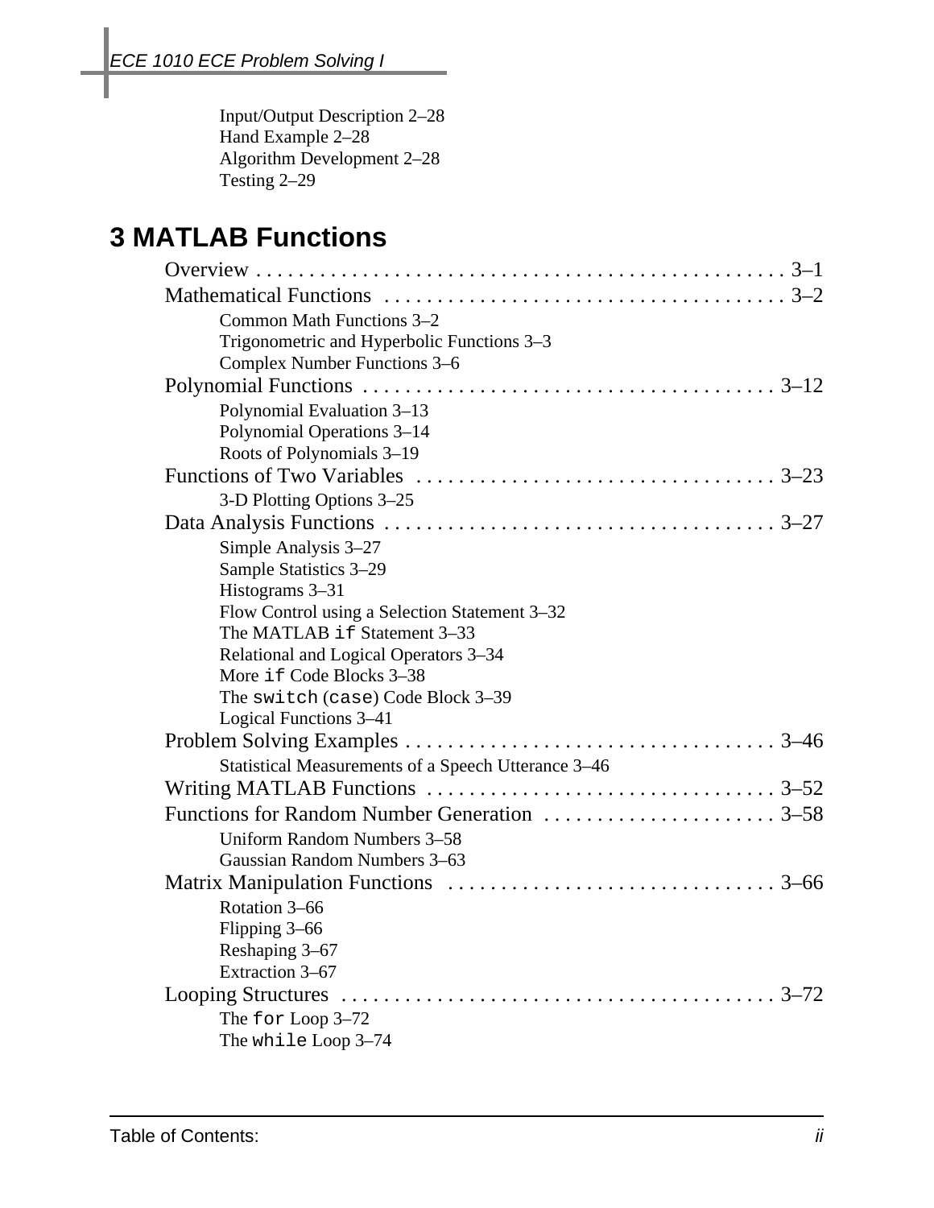Input/Output Description 2–28
Hand Example 2–28
Algorithm Development 2–28
Testing 2–29

## 3 MATLAB Functions

Overview . . . . . . . . . . . . . . . . . . . . . . . . . . . . . . . . . . . . . . . . . . . . . . . . . . 3–1

Mathematical Functions . . . . . . . . . . . . . . . . . . . . . . . . . . . . . . . . . . . . . . 3–2

- Common Math Functions 3–2
- Trigonometric and Hyperbolic Functions 3–3
- Complex Number Functions 3–6

Polynomial Functions . . . . . . . . . . . . . . . . . . . . . . . . . . . . . . . . . . . . . . . 3–12

- Polynomial Evaluation 3–13
- Polynomial Operations 3–14
- Roots of Polynomials 3–19

Functions of Two Variables . . . . . . . . . . . . . . . . . . . . . . . . . . . . . . . . . . 3–23

- 3-D Plotting Options 3–25

Data Analysis Functions . . . . . . . . . . . . . . . . . . . . . . . . . . . . . . . . . . . . . 3–27

- Simple Analysis 3–27
- Sample Statistics 3–29
- Histograms 3–31
- Flow Control using a Selection Statement 3–32
- The MATLAB `if` Statement 3–33
- Relational and Logical Operators 3–34
- More `if` Code Blocks 3–38
- The `switch` (`case`) Code Block 3–39
- Logical Functions 3–41

Problem Solving Examples . . . . . . . . . . . . . . . . . . . . . . . . . . . . . . . . . . . 3–46

- Statistical Measurements of a Speech Utterance 3–46

Writing MATLAB Functions . . . . . . . . . . . . . . . . . . . . . . . . . . . . . . . . . 3–52

Functions for Random Number Generation . . . . . . . . . . . . . . . . . . . . . . 3–58

- Uniform Random Numbers 3–58
- Gaussian Random Numbers 3–63

Matrix Manipulation Functions . . . . . . . . . . . . . . . . . . . . . . . . . . . . . . . 3–66

- Rotation 3–66
- Flipping 3–66
- Reshaping 3–67
- Extraction 3–67

Looping Structures . . . . . . . . . . . . . . . . . . . . . . . . . . . . . . . . . . . . . . . . . 3–72

- The `for` Loop 3–72
- The `while` Loop 3–74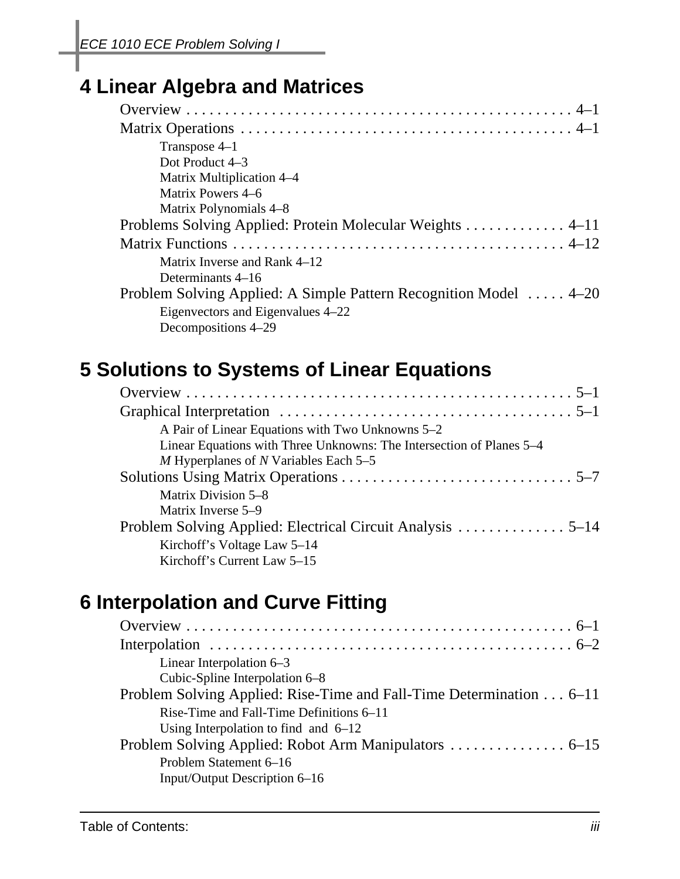# 4 Linear Algebra and Matrices

Overview . . . . . . . . . . . . . . . . . . . . . . . . . . . . . . . . . . . . . . . . . . . . . . . . . 4–1

Matrix Operations . . . . . . . . . . . . . . . . . . . . . . . . . . . . . . . . . . . . . . . . . . . 4–1

- Transpose 4–1
- Dot Product 4–3
- Matrix Multiplication 4–4
- Matrix Powers 4–6
- Matrix Polynomials 4–8

Problems Solving Applied: Protein Molecular Weights . . . . . . . . . . . . . 4–11

Matrix Functions . . . . . . . . . . . . . . . . . . . . . . . . . . . . . . . . . . . . . . . . . . . 4–12

- Matrix Inverse and Rank 4–12
- Determinants 4–16

Problem Solving Applied: A Simple Pattern Recognition Model . . . . . 4–20

- Eigenvectors and Eigenvalues 4–22
- Decompositions 4–29

# 5 Solutions to Systems of Linear Equations

Overview . . . . . . . . . . . . . . . . . . . . . . . . . . . . . . . . . . . . . . . . . . . . . . . . . 5–1

Graphical Interpretation . . . . . . . . . . . . . . . . . . . . . . . . . . . . . . . . . . . . . 5–1

- A Pair of Linear Equations with Two Unknowns 5–2
- Linear Equations with Three Unknowns: The Intersection of Planes 5–4
- *M* Hyperplanes of *N* Variables Each 5–5

Solutions Using Matrix Operations . . . . . . . . . . . . . . . . . . . . . . . . . . . . . 5–7

- Matrix Division 5–8
- Matrix Inverse 5–9

Problem Solving Applied: Electrical Circuit Analysis . . . . . . . . . . . . . . 5–14

- Kirchoff's Voltage Law 5–14
- Kirchoff's Current Law 5–15

# 6 Interpolation and Curve Fitting

Overview . . . . . . . . . . . . . . . . . . . . . . . . . . . . . . . . . . . . . . . . . . . . . . . . . 6–1

Interpolation . . . . . . . . . . . . . . . . . . . . . . . . . . . . . . . . . . . . . . . . . . . . . . 6–2

- Linear Interpolation 6–3
- Cubic-Spline Interpolation 6–8

Problem Solving Applied: Rise-Time and Fall-Time Determination . . . 6–11

- Rise-Time and Fall-Time Definitions 6–11
- Using Interpolation to find and 6–12

Problem Solving Applied: Robot Arm Manipulators . . . . . . . . . . . . . . . 6–15

- Problem Statement 6–16
- Input/Output Description 6–16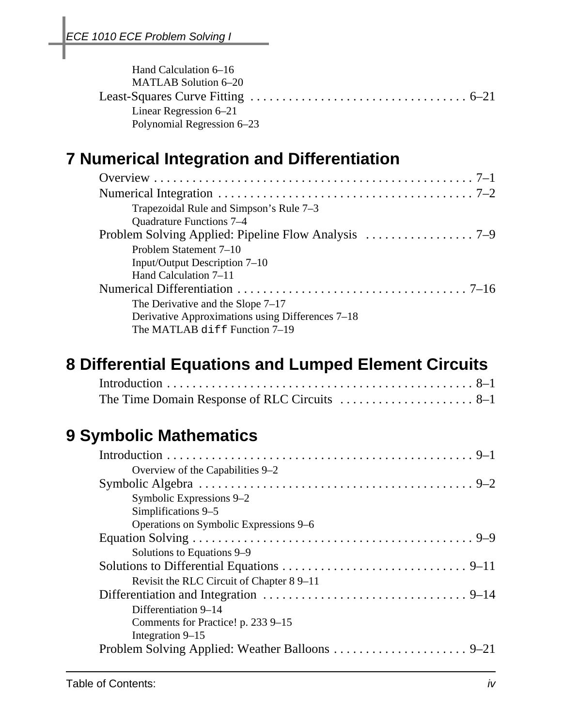Hand Calculation 6–16
MATLAB Solution 6–20
Least-Squares Curve Fitting . . . . . . . . . . . . . . . . . . . . . . . . . . . . . . . . . . 6–21
Linear Regression 6–21
Polynomial Regression 6–23

## 7 Numerical Integration and Differentiation

Overview . . . . . . . . . . . . . . . . . . . . . . . . . . . . . . . . . . . . . . . . . . . . . . . . . 7–1
Numerical Integration . . . . . . . . . . . . . . . . . . . . . . . . . . . . . . . . . . . . . . . . 7–2
Trapezoidal Rule and Simpson's Rule 7–3
Quadrature Functions 7–4
Problem Solving Applied: Pipeline Flow Analysis . . . . . . . . . . . . . . . . . 7–9
Problem Statement 7–10
Input/Output Description 7–10
Hand Calculation 7–11
Numerical Differentiation . . . . . . . . . . . . . . . . . . . . . . . . . . . . . . . . . . . . 7–16
The Derivative and the Slope 7–17
Derivative Approximations using Differences 7–18
The MATLAB `diff` Function 7–19

## 8 Differential Equations and Lumped Element Circuits

Introduction . . . . . . . . . . . . . . . . . . . . . . . . . . . . . . . . . . . . . . . . . . . . . . . . 8–1
The Time Domain Response of RLC Circuits . . . . . . . . . . . . . . . . . . . . . 8–1

## 9 Symbolic Mathematics

Introduction . . . . . . . . . . . . . . . . . . . . . . . . . . . . . . . . . . . . . . . . . . . . . . . . 9–1
Overview of the Capabilities 9–2
Symbolic Algebra . . . . . . . . . . . . . . . . . . . . . . . . . . . . . . . . . . . . . . . . . . . 9–2
Symbolic Expressions 9–2
Simplifications 9–5
Operations on Symbolic Expressions 9–6
Equation Solving . . . . . . . . . . . . . . . . . . . . . . . . . . . . . . . . . . . . . . . . . . . 9–9
Solutions to Equations 9–9
Solutions to Differential Equations . . . . . . . . . . . . . . . . . . . . . . . . . . . . . 9–11
Revisit the RLC Circuit of Chapter 8 9–11
Differentiation and Integration . . . . . . . . . . . . . . . . . . . . . . . . . . . . . . . . 9–14
Differentiation 9–14
Comments for Practice! p. 233 9–15
Integration 9–15
Problem Solving Applied: Weather Balloons . . . . . . . . . . . . . . . . . . . . . 9–21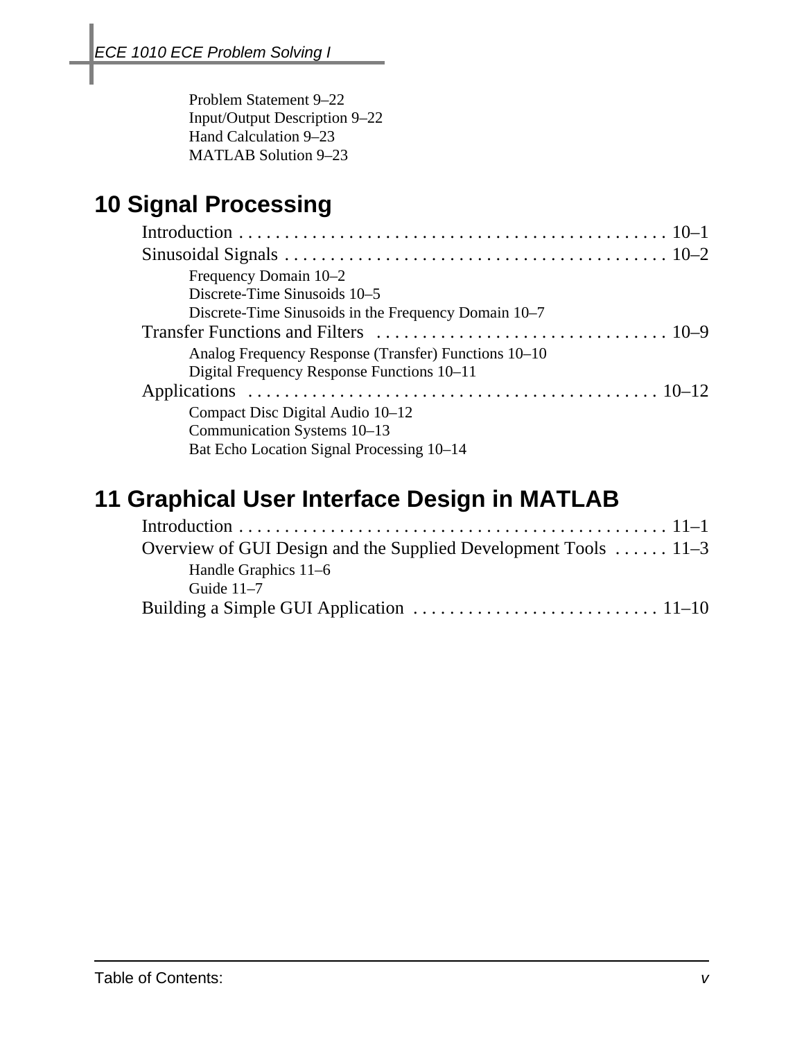Problem Statement 9–22
Input/Output Description 9–22
Hand Calculation 9–23
MATLAB Solution 9–23

## 10 Signal Processing

Introduction . . . . . . . . . . . . . . . . . . . . . . . . . . . . . . . . . . . . . . . . . . . . . . 10–1
Sinusoidal Signals . . . . . . . . . . . . . . . . . . . . . . . . . . . . . . . . . . . . . . . . . 10–2
- Frequency Domain 10–2
- Discrete-Time Sinusoids 10–5
- Discrete-Time Sinusoids in the Frequency Domain 10–7

Transfer Functions and Filters . . . . . . . . . . . . . . . . . . . . . . . . . . . . . . . . 10–9
- Analog Frequency Response (Transfer) Functions 10–10
- Digital Frequency Response Functions 10–11

Applications . . . . . . . . . . . . . . . . . . . . . . . . . . . . . . . . . . . . . . . . . . . . 10–12
- Compact Disc Digital Audio 10–12
- Communication Systems 10–13
- Bat Echo Location Signal Processing 10–14

## 11 Graphical User Interface Design in MATLAB

Introduction . . . . . . . . . . . . . . . . . . . . . . . . . . . . . . . . . . . . . . . . . . . . . . 11–1
Overview of GUI Design and the Supplied Development Tools . . . . . . 11–3
- Handle Graphics 11–6
- Guide 11–7

Building a Simple GUI Application . . . . . . . . . . . . . . . . . . . . . . . . . . . 11–10